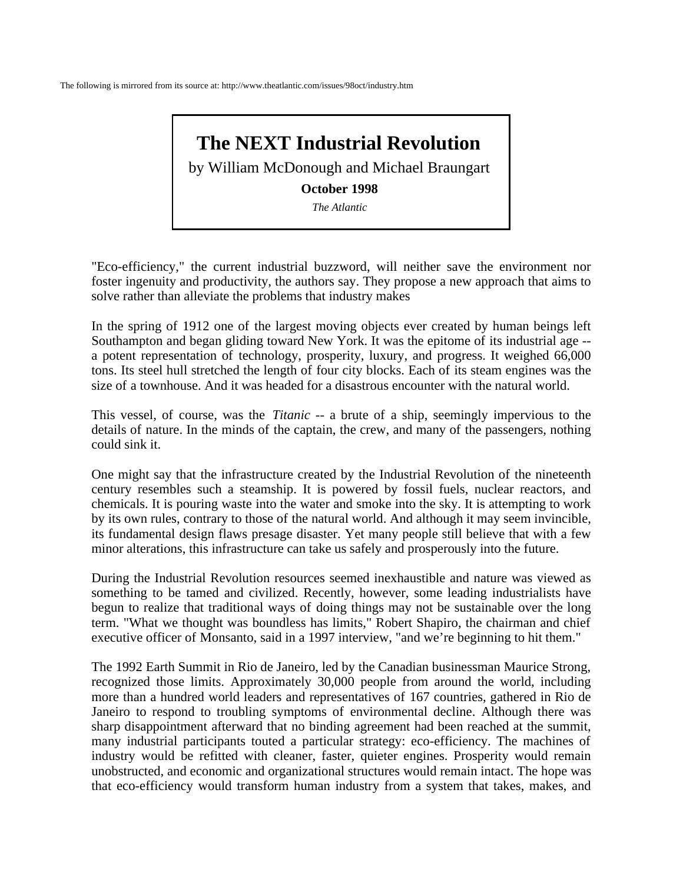The following is mirrored from its source at: http://www.theatlantic.com/issues/98oct/industry.htm

# The NEXT Industrial Revolution

by William McDonough and Michael Braungart

**October 1998**

*The Atlantic*

"Eco-efficiency," the current industrial buzzword, will neither save the environment nor foster ingenuity and productivity, the authors say. They propose a new approach that aims to solve rather than alleviate the problems that industry makes

In the spring of 1912 one of the largest moving objects ever created by human beings left Southampton and began gliding toward New York. It was the epitome of its industrial age -- a potent representation of technology, prosperity, luxury, and progress. It weighed 66,000 tons. Its steel hull stretched the length of four city blocks. Each of its steam engines was the size of a townhouse. And it was headed for a disastrous encounter with the natural world.

This vessel, of course, was the *Titanic* -- a brute of a ship, seemingly impervious to the details of nature. In the minds of the captain, the crew, and many of the passengers, nothing could sink it.

One might say that the infrastructure created by the Industrial Revolution of the nineteenth century resembles such a steamship. It is powered by fossil fuels, nuclear reactors, and chemicals. It is pouring waste into the water and smoke into the sky. It is attempting to work by its own rules, contrary to those of the natural world. And although it may seem invincible, its fundamental design flaws presage disaster. Yet many people still believe that with a few minor alterations, this infrastructure can take us safely and prosperously into the future.

During the Industrial Revolution resources seemed inexhaustible and nature was viewed as something to be tamed and civilized. Recently, however, some leading industrialists have begun to realize that traditional ways of doing things may not be sustainable over the long term. "What we thought was boundless has limits," Robert Shapiro, the chairman and chief executive officer of Monsanto, said in a 1997 interview, "and we're beginning to hit them."

The 1992 Earth Summit in Rio de Janeiro, led by the Canadian businessman Maurice Strong, recognized those limits. Approximately 30,000 people from around the world, including more than a hundred world leaders and representatives of 167 countries, gathered in Rio de Janeiro to respond to troubling symptoms of environmental decline. Although there was sharp disappointment afterward that no binding agreement had been reached at the summit, many industrial participants touted a particular strategy: eco-efficiency. The machines of industry would be refitted with cleaner, faster, quieter engines. Prosperity would remain unobstructed, and economic and organizational structures would remain intact. The hope was that eco-efficiency would transform human industry from a system that takes, makes, and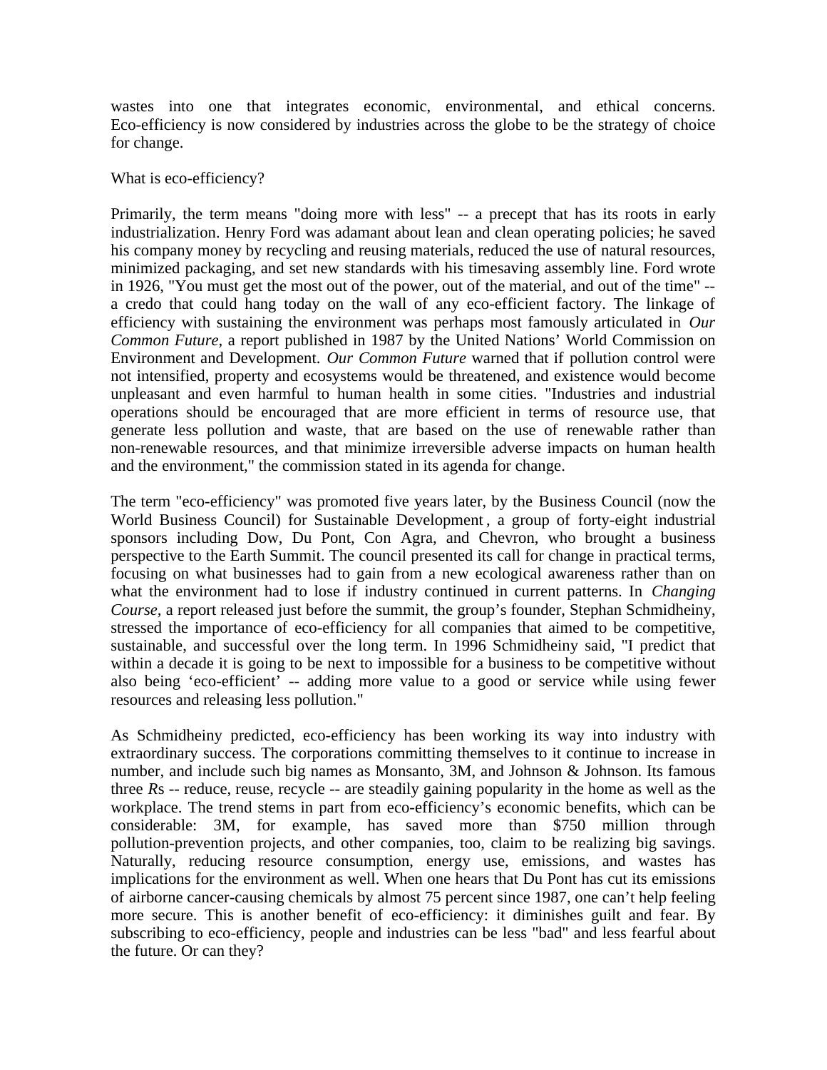wastes into one that integrates economic, environmental, and ethical concerns. Eco-efficiency is now considered by industries across the globe to be the strategy of choice for change.

What is eco-efficiency?

Primarily, the term means "doing more with less" -- a precept that has its roots in early industrialization. Henry Ford was adamant about lean and clean operating policies; he saved his company money by recycling and reusing materials, reduced the use of natural resources, minimized packaging, and set new standards with his timesaving assembly line. Ford wrote in 1926, "You must get the most out of the power, out of the material, and out of the time" -- a credo that could hang today on the wall of any eco-efficient factory. The linkage of efficiency with sustaining the environment was perhaps most famously articulated in *Our Common Future,* a report published in 1987 by the United Nations' World Commission on Environment and Development. *Our Common Future* warned that if pollution control were not intensified, property and ecosystems would be threatened, and existence would become unpleasant and even harmful to human health in some cities. "Industries and industrial operations should be encouraged that are more efficient in terms of resource use, that generate less pollution and waste, that are based on the use of renewable rather than non-renewable resources, and that minimize irreversible adverse impacts on human health and the environment," the commission stated in its agenda for change.

The term "eco-efficiency" was promoted five years later, by the Business Council (now the World Business Council) for Sustainable Development, a group of forty-eight industrial sponsors including Dow, Du Pont, Con Agra, and Chevron, who brought a business perspective to the Earth Summit. The council presented its call for change in practical terms, focusing on what businesses had to gain from a new ecological awareness rather than on what the environment had to lose if industry continued in current patterns. In *Changing Course,* a report released just before the summit, the group's founder, Stephan Schmidheiny, stressed the importance of eco-efficiency for all companies that aimed to be competitive, sustainable, and successful over the long term. In 1996 Schmidheiny said, "I predict that within a decade it is going to be next to impossible for a business to be competitive without also being 'eco-efficient' -- adding more value to a good or service while using fewer resources and releasing less pollution."

As Schmidheiny predicted, eco-efficiency has been working its way into industry with extraordinary success. The corporations committing themselves to it continue to increase in number, and include such big names as Monsanto, 3M, and Johnson & Johnson. Its famous three *R*s -- reduce, reuse, recycle -- are steadily gaining popularity in the home as well as the workplace. The trend stems in part from eco-efficiency's economic benefits, which can be considerable: 3M, for example, has saved more than $750 million through pollution-prevention projects, and other companies, too, claim to be realizing big savings. Naturally, reducing resource consumption, energy use, emissions, and wastes has implications for the environment as well. When one hears that Du Pont has cut its emissions of airborne cancer-causing chemicals by almost 75 percent since 1987, one can't help feeling more secure. This is another benefit of eco-efficiency: it diminishes guilt and fear. By subscribing to eco-efficiency, people and industries can be less "bad" and less fearful about the future. Or can they?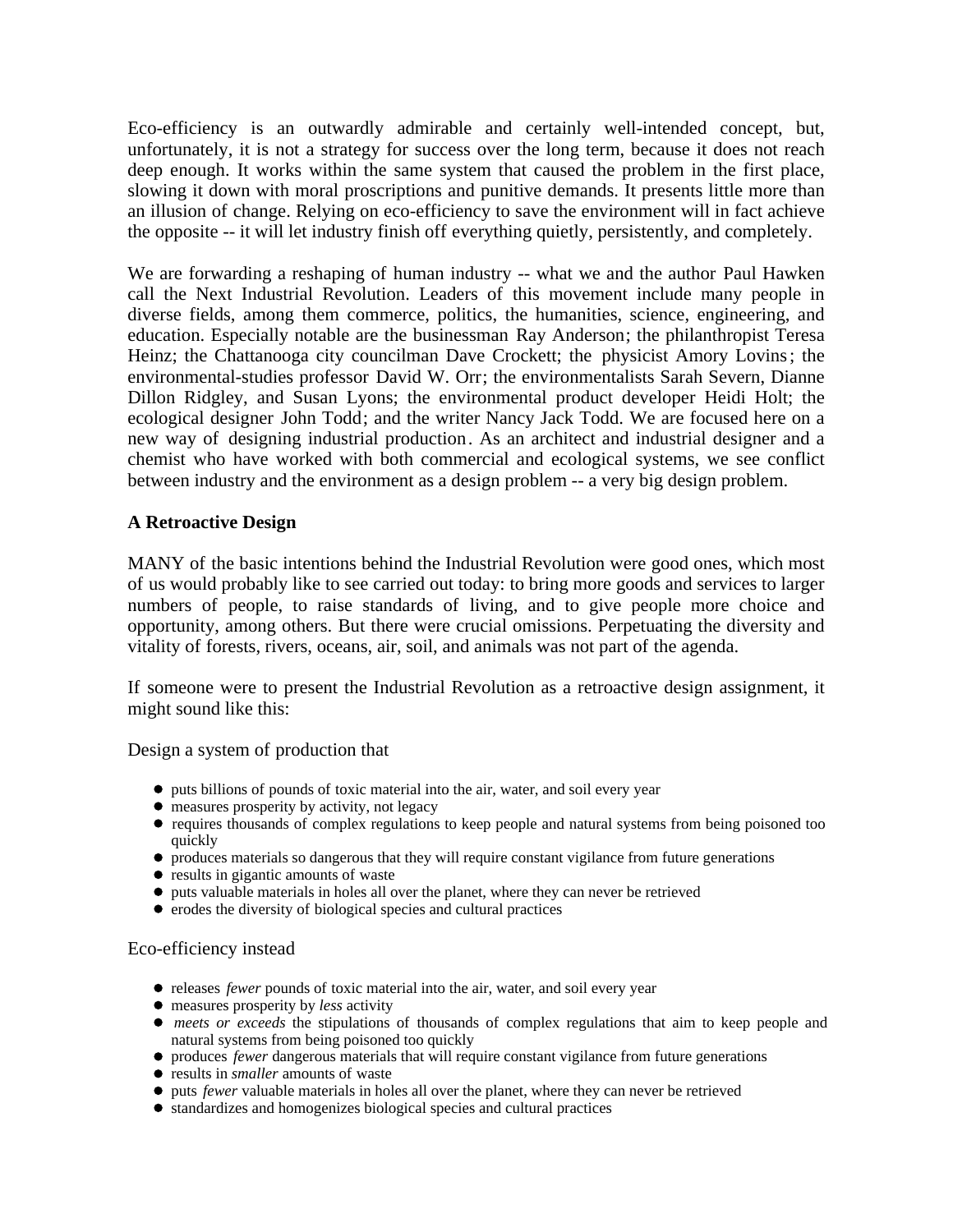Eco-efficiency is an outwardly admirable and certainly well-intended concept, but, unfortunately, it is not a strategy for success over the long term, because it does not reach deep enough. It works within the same system that caused the problem in the first place, slowing it down with moral proscriptions and punitive demands. It presents little more than an illusion of change. Relying on eco-efficiency to save the environment will in fact achieve the opposite -- it will let industry finish off everything quietly, persistently, and completely.

We are forwarding a reshaping of human industry -- what we and the author Paul Hawken call the Next Industrial Revolution. Leaders of this movement include many people in diverse fields, among them commerce, politics, the humanities, science, engineering, and education. Especially notable are the businessman Ray Anderson; the philanthropist Teresa Heinz; the Chattanooga city councilman Dave Crockett; the physicist Amory Lovins; the environmental-studies professor David W. Orr; the environmentalists Sarah Severn, Dianne Dillon Ridgley, and Susan Lyons; the environmental product developer Heidi Holt; the ecological designer John Todd; and the writer Nancy Jack Todd. We are focused here on a new way of designing industrial production. As an architect and industrial designer and a chemist who have worked with both commercial and ecological systems, we see conflict between industry and the environment as a design problem -- a very big design problem.

## A Retroactive Design

MANY of the basic intentions behind the Industrial Revolution were good ones, which most of us would probably like to see carried out today: to bring more goods and services to larger numbers of people, to raise standards of living, and to give people more choice and opportunity, among others. But there were crucial omissions. Perpetuating the diversity and vitality of forests, rivers, oceans, air, soil, and animals was not part of the agenda.

If someone were to present the Industrial Revolution as a retroactive design assignment, it might sound like this:

Design a system of production that

- puts billions of pounds of toxic material into the air, water, and soil every year
- measures prosperity by activity, not legacy
- requires thousands of complex regulations to keep people and natural systems from being poisoned too quickly
- produces materials so dangerous that they will require constant vigilance from future generations
- results in gigantic amounts of waste
- puts valuable materials in holes all over the planet, where they can never be retrieved
- erodes the diversity of biological species and cultural practices

Eco-efficiency instead

- releases *fewer* pounds of toxic material into the air, water, and soil every year
- measures prosperity by *less* activity
- *meets or exceeds* the stipulations of thousands of complex regulations that aim to keep people and natural systems from being poisoned too quickly
- produces *fewer* dangerous materials that will require constant vigilance from future generations
- results in *smaller* amounts of waste
- puts *fewer* valuable materials in holes all over the planet, where they can never be retrieved
- standardizes and homogenizes biological species and cultural practices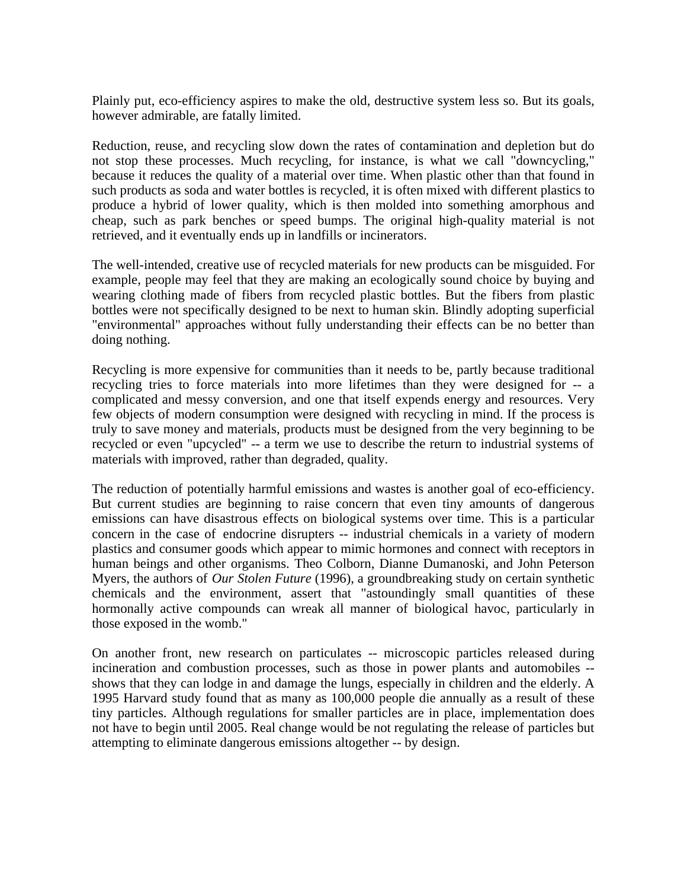Plainly put, eco-efficiency aspires to make the old, destructive system less so. But its goals, however admirable, are fatally limited.

Reduction, reuse, and recycling slow down the rates of contamination and depletion but do not stop these processes. Much recycling, for instance, is what we call "downcycling," because it reduces the quality of a material over time. When plastic other than that found in such products as soda and water bottles is recycled, it is often mixed with different plastics to produce a hybrid of lower quality, which is then molded into something amorphous and cheap, such as park benches or speed bumps. The original high-quality material is not retrieved, and it eventually ends up in landfills or incinerators.

The well-intended, creative use of recycled materials for new products can be misguided. For example, people may feel that they are making an ecologically sound choice by buying and wearing clothing made of fibers from recycled plastic bottles. But the fibers from plastic bottles were not specifically designed to be next to human skin. Blindly adopting superficial "environmental" approaches without fully understanding their effects can be no better than doing nothing.

Recycling is more expensive for communities than it needs to be, partly because traditional recycling tries to force materials into more lifetimes than they were designed for -- a complicated and messy conversion, and one that itself expends energy and resources. Very few objects of modern consumption were designed with recycling in mind. If the process is truly to save money and materials, products must be designed from the very beginning to be recycled or even "upcycled" -- a term we use to describe the return to industrial systems of materials with improved, rather than degraded, quality.

The reduction of potentially harmful emissions and wastes is another goal of eco-efficiency. But current studies are beginning to raise concern that even tiny amounts of dangerous emissions can have disastrous effects on biological systems over time. This is a particular concern in the case of endocrine disrupters -- industrial chemicals in a variety of modern plastics and consumer goods which appear to mimic hormones and connect with receptors in human beings and other organisms. Theo Colborn, Dianne Dumanoski, and John Peterson Myers, the authors of *Our Stolen Future* (1996), a groundbreaking study on certain synthetic chemicals and the environment, assert that "astoundingly small quantities of these hormonally active compounds can wreak all manner of biological havoc, particularly in those exposed in the womb."

On another front, new research on particulates -- microscopic particles released during incineration and combustion processes, such as those in power plants and automobiles -- shows that they can lodge in and damage the lungs, especially in children and the elderly. A 1995 Harvard study found that as many as 100,000 people die annually as a result of these tiny particles. Although regulations for smaller particles are in place, implementation does not have to begin until 2005. Real change would be not regulating the release of particles but attempting to eliminate dangerous emissions altogether -- by design.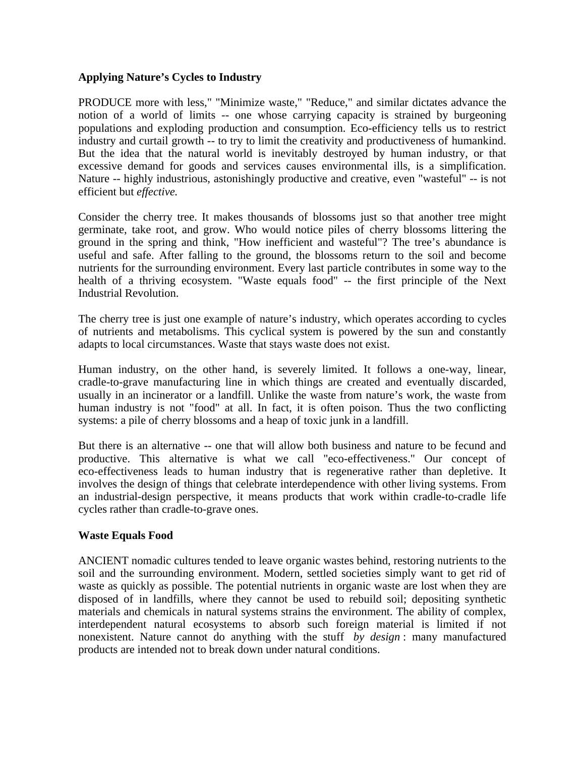**Applying Nature's Cycles to Industry**

PRODUCE more with less," "Minimize waste," "Reduce," and similar dictates advance the notion of a world of limits -- one whose carrying capacity is strained by burgeoning populations and exploding production and consumption. Eco-efficiency tells us to restrict industry and curtail growth -- to try to limit the creativity and productiveness of humankind. But the idea that the natural world is inevitably destroyed by human industry, or that excessive demand for goods and services causes environmental ills, is a simplification. Nature -- highly industrious, astonishingly productive and creative, even "wasteful" -- is not efficient but *effective.*

Consider the cherry tree. It makes thousands of blossoms just so that another tree might germinate, take root, and grow. Who would notice piles of cherry blossoms littering the ground in the spring and think, "How inefficient and wasteful"? The tree's abundance is useful and safe. After falling to the ground, the blossoms return to the soil and become nutrients for the surrounding environment. Every last particle contributes in some way to the health of a thriving ecosystem. "Waste equals food" -- the first principle of the Next Industrial Revolution.

The cherry tree is just one example of nature's industry, which operates according to cycles of nutrients and metabolisms. This cyclical system is powered by the sun and constantly adapts to local circumstances. Waste that stays waste does not exist.

Human industry, on the other hand, is severely limited. It follows a one-way, linear, cradle-to-grave manufacturing line in which things are created and eventually discarded, usually in an incinerator or a landfill. Unlike the waste from nature's work, the waste from human industry is not "food" at all. In fact, it is often poison. Thus the two conflicting systems: a pile of cherry blossoms and a heap of toxic junk in a landfill.

But there is an alternative -- one that will allow both business and nature to be fecund and productive. This alternative is what we call "eco-effectiveness." Our concept of eco-effectiveness leads to human industry that is regenerative rather than depletive. It involves the design of things that celebrate interdependence with other living systems. From an industrial-design perspective, it means products that work within cradle-to-cradle life cycles rather than cradle-to-grave ones.

**Waste Equals Food**

ANCIENT nomadic cultures tended to leave organic wastes behind, restoring nutrients to the soil and the surrounding environment. Modern, settled societies simply want to get rid of waste as quickly as possible. The potential nutrients in organic waste are lost when they are disposed of in landfills, where they cannot be used to rebuild soil; depositing synthetic materials and chemicals in natural systems strains the environment. The ability of complex, interdependent natural ecosystems to absorb such foreign material is limited if not nonexistent. Nature cannot do anything with the stuff *by design*: many manufactured products are intended not to break down under natural conditions.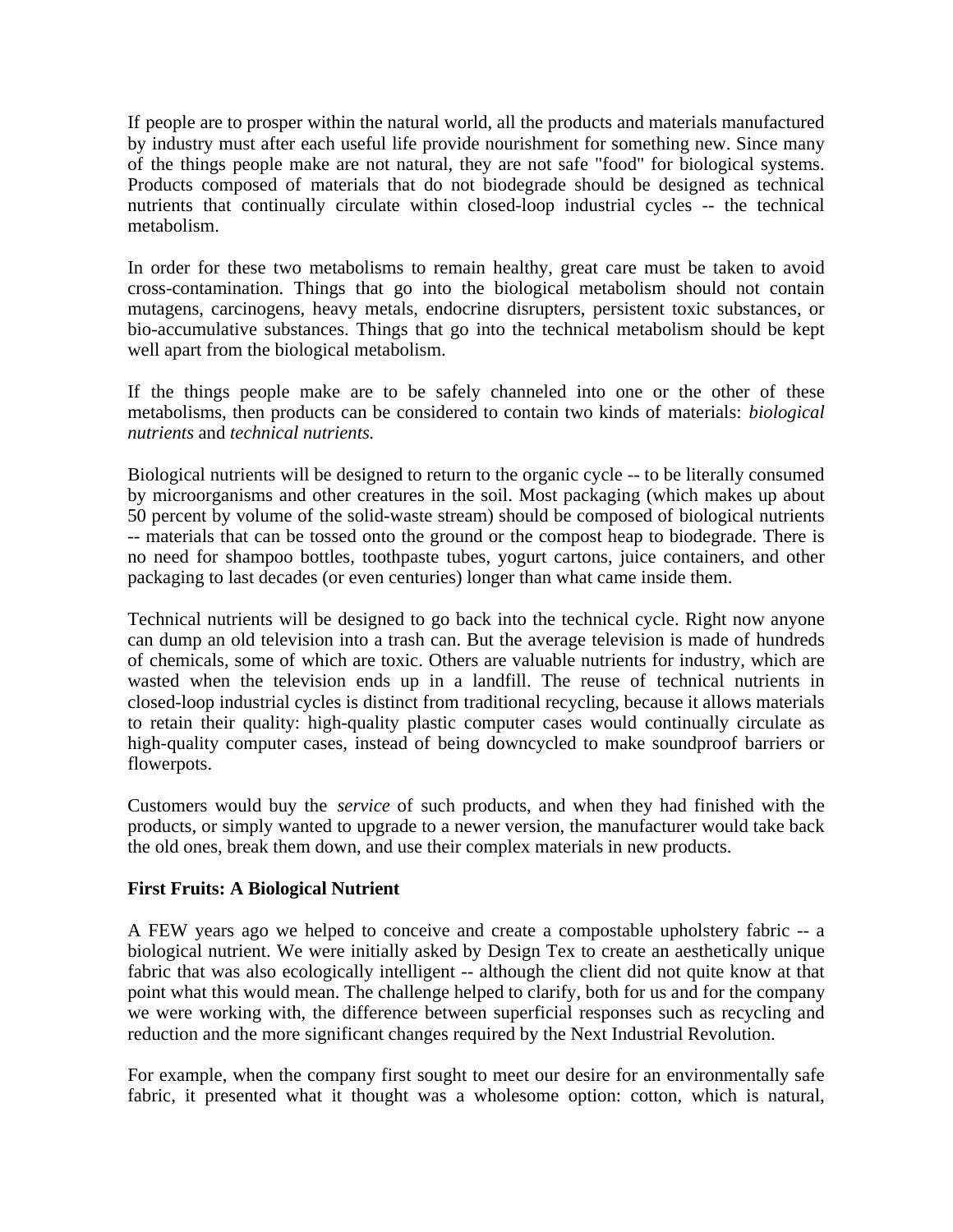If people are to prosper within the natural world, all the products and materials manufactured by industry must after each useful life provide nourishment for something new. Since many of the things people make are not natural, they are not safe "food" for biological systems. Products composed of materials that do not biodegrade should be designed as technical nutrients that continually circulate within closed-loop industrial cycles -- the technical metabolism.

In order for these two metabolisms to remain healthy, great care must be taken to avoid cross-contamination. Things that go into the biological metabolism should not contain mutagens, carcinogens, heavy metals, endocrine disrupters, persistent toxic substances, or bio-accumulative substances. Things that go into the technical metabolism should be kept well apart from the biological metabolism.

If the things people make are to be safely channeled into one or the other of these metabolisms, then products can be considered to contain two kinds of materials: *biological nutrients* and *technical nutrients.*

Biological nutrients will be designed to return to the organic cycle -- to be literally consumed by microorganisms and other creatures in the soil. Most packaging (which makes up about 50 percent by volume of the solid-waste stream) should be composed of biological nutrients -- materials that can be tossed onto the ground or the compost heap to biodegrade. There is no need for shampoo bottles, toothpaste tubes, yogurt cartons, juice containers, and other packaging to last decades (or even centuries) longer than what came inside them.

Technical nutrients will be designed to go back into the technical cycle. Right now anyone can dump an old television into a trash can. But the average television is made of hundreds of chemicals, some of which are toxic. Others are valuable nutrients for industry, which are wasted when the television ends up in a landfill. The reuse of technical nutrients in closed-loop industrial cycles is distinct from traditional recycling, because it allows materials to retain their quality: high-quality plastic computer cases would continually circulate as high-quality computer cases, instead of being downcycled to make soundproof barriers or flowerpots.

Customers would buy the *service* of such products, and when they had finished with the products, or simply wanted to upgrade to a newer version, the manufacturer would take back the old ones, break them down, and use their complex materials in new products.

**First Fruits: A Biological Nutrient**

A FEW years ago we helped to conceive and create a compostable upholstery fabric -- a biological nutrient. We were initially asked by Design Tex to create an aesthetically unique fabric that was also ecologically intelligent -- although the client did not quite know at that point what this would mean. The challenge helped to clarify, both for us and for the company we were working with, the difference between superficial responses such as recycling and reduction and the more significant changes required by the Next Industrial Revolution.

For example, when the company first sought to meet our desire for an environmentally safe fabric, it presented what it thought was a wholesome option: cotton, which is natural,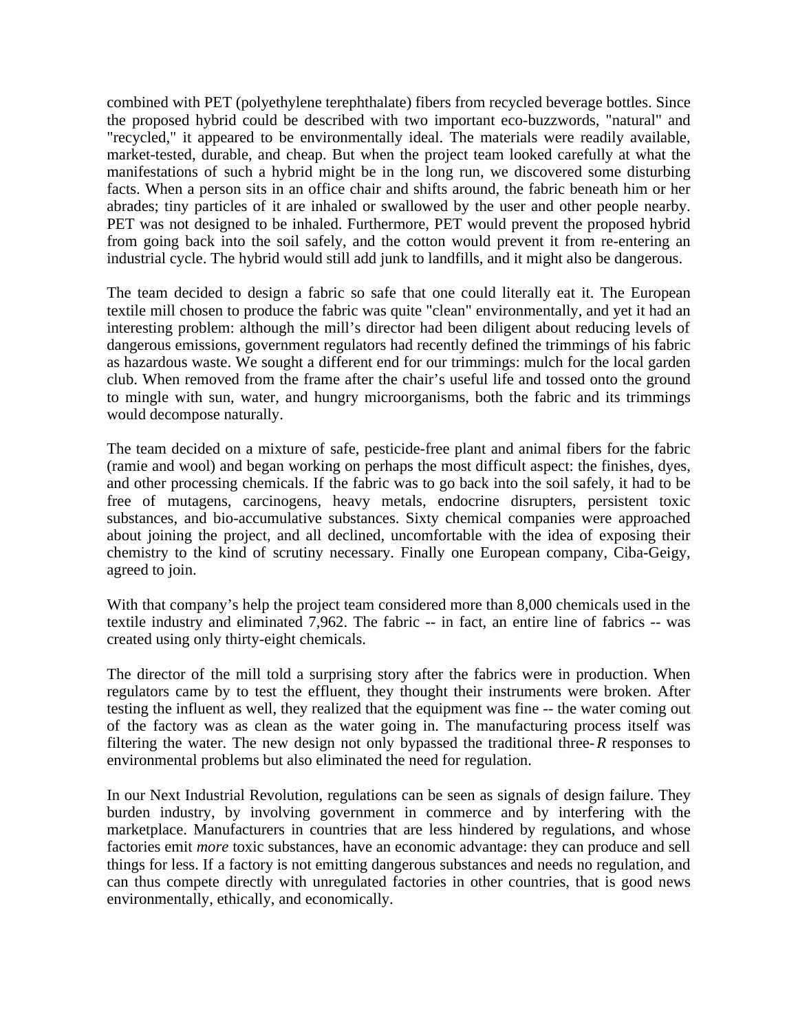combined with PET (polyethylene terephthalate) fibers from recycled beverage bottles. Since the proposed hybrid could be described with two important eco-buzzwords, "natural" and "recycled," it appeared to be environmentally ideal. The materials were readily available, market-tested, durable, and cheap. But when the project team looked carefully at what the manifestations of such a hybrid might be in the long run, we discovered some disturbing facts. When a person sits in an office chair and shifts around, the fabric beneath him or her abrades; tiny particles of it are inhaled or swallowed by the user and other people nearby. PET was not designed to be inhaled. Furthermore, PET would prevent the proposed hybrid from going back into the soil safely, and the cotton would prevent it from re-entering an industrial cycle. The hybrid would still add junk to landfills, and it might also be dangerous.

The team decided to design a fabric so safe that one could literally eat it. The European textile mill chosen to produce the fabric was quite "clean" environmentally, and yet it had an interesting problem: although the mill's director had been diligent about reducing levels of dangerous emissions, government regulators had recently defined the trimmings of his fabric as hazardous waste. We sought a different end for our trimmings: mulch for the local garden club. When removed from the frame after the chair's useful life and tossed onto the ground to mingle with sun, water, and hungry microorganisms, both the fabric and its trimmings would decompose naturally.

The team decided on a mixture of safe, pesticide-free plant and animal fibers for the fabric (ramie and wool) and began working on perhaps the most difficult aspect: the finishes, dyes, and other processing chemicals. If the fabric was to go back into the soil safely, it had to be free of mutagens, carcinogens, heavy metals, endocrine disrupters, persistent toxic substances, and bio-accumulative substances. Sixty chemical companies were approached about joining the project, and all declined, uncomfortable with the idea of exposing their chemistry to the kind of scrutiny necessary. Finally one European company, Ciba-Geigy, agreed to join.

With that company's help the project team considered more than 8,000 chemicals used in the textile industry and eliminated 7,962. The fabric -- in fact, an entire line of fabrics -- was created using only thirty-eight chemicals.

The director of the mill told a surprising story after the fabrics were in production. When regulators came by to test the effluent, they thought their instruments were broken. After testing the influent as well, they realized that the equipment was fine -- the water coming out of the factory was as clean as the water going in. The manufacturing process itself was filtering the water. The new design not only bypassed the traditional three-*R* responses to environmental problems but also eliminated the need for regulation.

In our Next Industrial Revolution, regulations can be seen as signals of design failure. They burden industry, by involving government in commerce and by interfering with the marketplace. Manufacturers in countries that are less hindered by regulations, and whose factories emit *more* toxic substances, have an economic advantage: they can produce and sell things for less. If a factory is not emitting dangerous substances and needs no regulation, and can thus compete directly with unregulated factories in other countries, that is good news environmentally, ethically, and economically.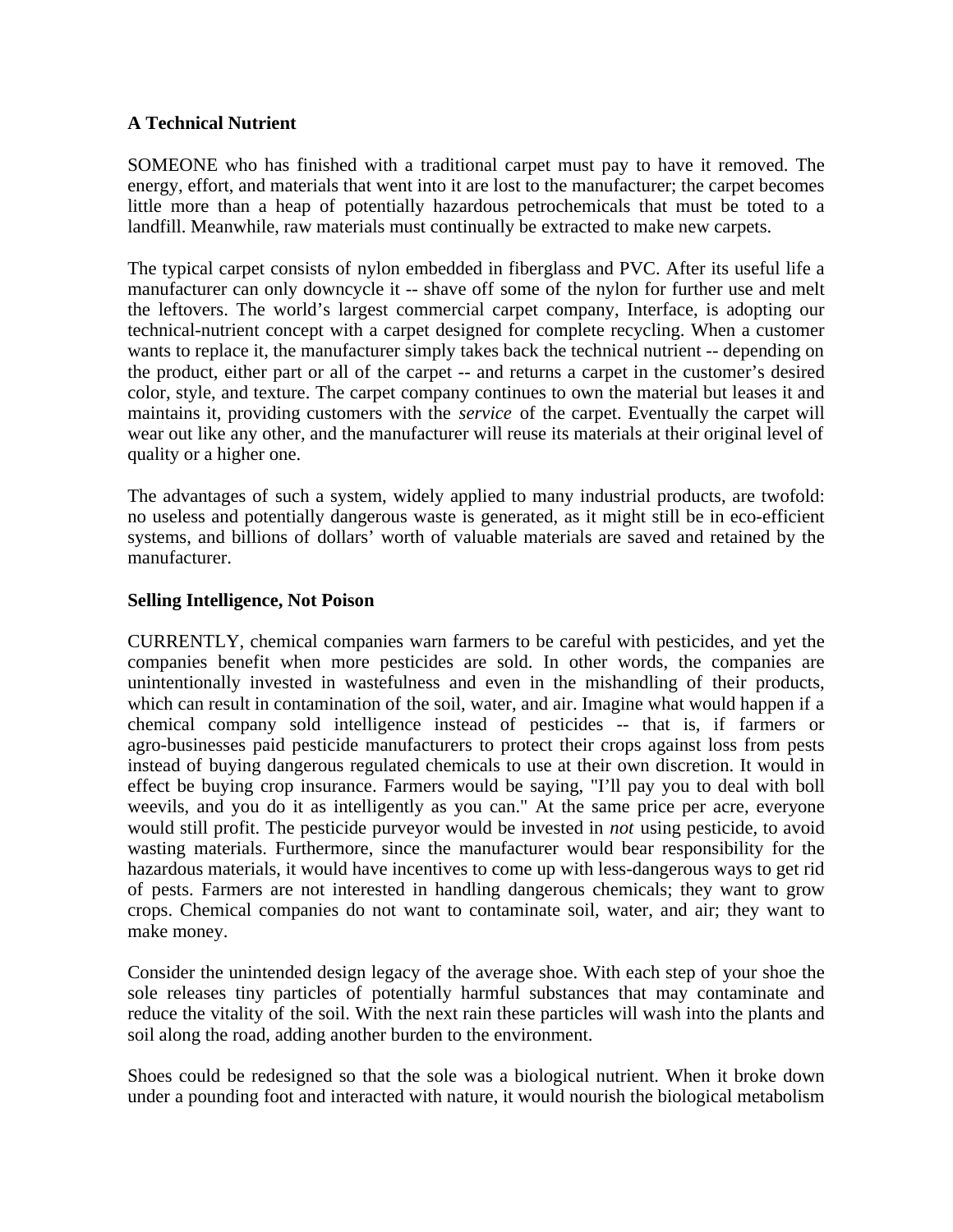**A Technical Nutrient**

SOMEONE who has finished with a traditional carpet must pay to have it removed. The energy, effort, and materials that went into it are lost to the manufacturer; the carpet becomes little more than a heap of potentially hazardous petrochemicals that must be toted to a landfill. Meanwhile, raw materials must continually be extracted to make new carpets.

The typical carpet consists of nylon embedded in fiberglass and PVC. After its useful life a manufacturer can only downcycle it -- shave off some of the nylon for further use and melt the leftovers. The world's largest commercial carpet company, Interface, is adopting our technical-nutrient concept with a carpet designed for complete recycling. When a customer wants to replace it, the manufacturer simply takes back the technical nutrient -- depending on the product, either part or all of the carpet -- and returns a carpet in the customer's desired color, style, and texture. The carpet company continues to own the material but leases it and maintains it, providing customers with the *service* of the carpet. Eventually the carpet will wear out like any other, and the manufacturer will reuse its materials at their original level of quality or a higher one.

The advantages of such a system, widely applied to many industrial products, are twofold: no useless and potentially dangerous waste is generated, as it might still be in eco-efficient systems, and billions of dollars' worth of valuable materials are saved and retained by the manufacturer.

**Selling Intelligence, Not Poison**

CURRENTLY, chemical companies warn farmers to be careful with pesticides, and yet the companies benefit when more pesticides are sold. In other words, the companies are unintentionally invested in wastefulness and even in the mishandling of their products, which can result in contamination of the soil, water, and air. Imagine what would happen if a chemical company sold intelligence instead of pesticides -- that is, if farmers or agro-businesses paid pesticide manufacturers to protect their crops against loss from pests instead of buying dangerous regulated chemicals to use at their own discretion. It would in effect be buying crop insurance. Farmers would be saying, "I'll pay you to deal with boll weevils, and you do it as intelligently as you can." At the same price per acre, everyone would still profit. The pesticide purveyor would be invested in *not* using pesticide, to avoid wasting materials. Furthermore, since the manufacturer would bear responsibility for the hazardous materials, it would have incentives to come up with less-dangerous ways to get rid of pests. Farmers are not interested in handling dangerous chemicals; they want to grow crops. Chemical companies do not want to contaminate soil, water, and air; they want to make money.

Consider the unintended design legacy of the average shoe. With each step of your shoe the sole releases tiny particles of potentially harmful substances that may contaminate and reduce the vitality of the soil. With the next rain these particles will wash into the plants and soil along the road, adding another burden to the environment.

Shoes could be redesigned so that the sole was a biological nutrient. When it broke down under a pounding foot and interacted with nature, it would nourish the biological metabolism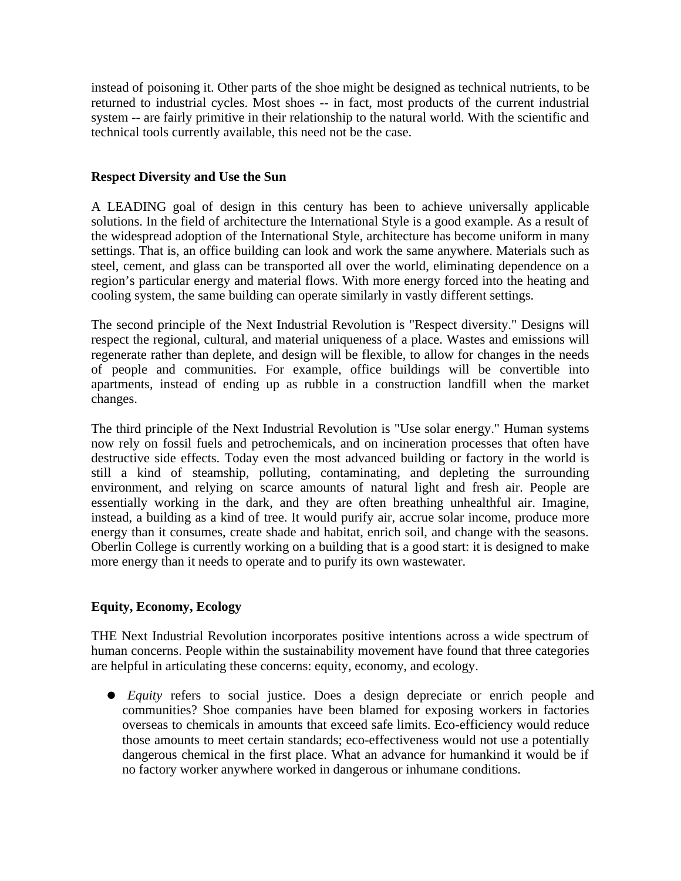instead of poisoning it. Other parts of the shoe might be designed as technical nutrients, to be returned to industrial cycles. Most shoes -- in fact, most products of the current industrial system -- are fairly primitive in their relationship to the natural world. With the scientific and technical tools currently available, this need not be the case.

## Respect Diversity and Use the Sun

A LEADING goal of design in this century has been to achieve universally applicable solutions. In the field of architecture the International Style is a good example. As a result of the widespread adoption of the International Style, architecture has become uniform in many settings. That is, an office building can look and work the same anywhere. Materials such as steel, cement, and glass can be transported all over the world, eliminating dependence on a region's particular energy and material flows. With more energy forced into the heating and cooling system, the same building can operate similarly in vastly different settings.

The second principle of the Next Industrial Revolution is "Respect diversity." Designs will respect the regional, cultural, and material uniqueness of a place. Wastes and emissions will regenerate rather than deplete, and design will be flexible, to allow for changes in the needs of people and communities. For example, office buildings will be convertible into apartments, instead of ending up as rubble in a construction landfill when the market changes.

The third principle of the Next Industrial Revolution is "Use solar energy." Human systems now rely on fossil fuels and petrochemicals, and on incineration processes that often have destructive side effects. Today even the most advanced building or factory in the world is still a kind of steamship, polluting, contaminating, and depleting the surrounding environment, and relying on scarce amounts of natural light and fresh air. People are essentially working in the dark, and they are often breathing unhealthful air. Imagine, instead, a building as a kind of tree. It would purify air, accrue solar income, produce more energy than it consumes, create shade and habitat, enrich soil, and change with the seasons. Oberlin College is currently working on a building that is a good start: it is designed to make more energy than it needs to operate and to purify its own wastewater.

## Equity, Economy, Ecology

THE Next Industrial Revolution incorporates positive intentions across a wide spectrum of human concerns. People within the sustainability movement have found that three categories are helpful in articulating these concerns: equity, economy, and ecology.

- *Equity* refers to social justice. Does a design depreciate or enrich people and communities? Shoe companies have been blamed for exposing workers in factories overseas to chemicals in amounts that exceed safe limits. Eco-efficiency would reduce those amounts to meet certain standards; eco-effectiveness would not use a potentially dangerous chemical in the first place. What an advance for humankind it would be if no factory worker anywhere worked in dangerous or inhumane conditions.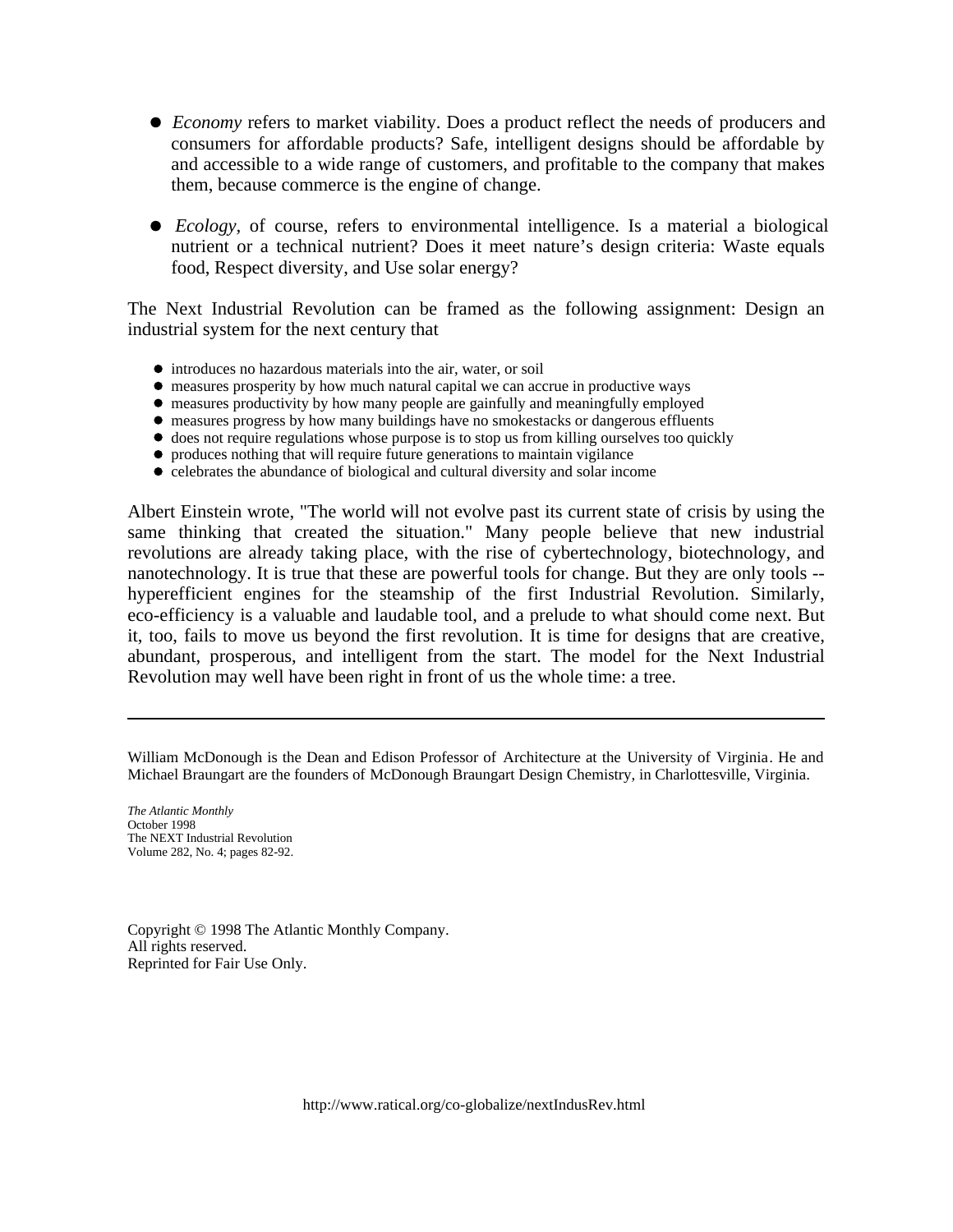- *Economy* refers to market viability. Does a product reflect the needs of producers and consumers for affordable products? Safe, intelligent designs should be affordable by and accessible to a wide range of customers, and profitable to the company that makes them, because commerce is the engine of change.

- *Ecology*, of course, refers to environmental intelligence. Is a material a biological nutrient or a technical nutrient? Does it meet nature's design criteria: Waste equals food, Respect diversity, and Use solar energy?

The Next Industrial Revolution can be framed as the following assignment: Design an industrial system for the next century that

- introduces no hazardous materials into the air, water, or soil
- measures prosperity by how much natural capital we can accrue in productive ways
- measures productivity by how many people are gainfully and meaningfully employed
- measures progress by how many buildings have no smokestacks or dangerous effluents
- does not require regulations whose purpose is to stop us from killing ourselves too quickly
- produces nothing that will require future generations to maintain vigilance
- celebrates the abundance of biological and cultural diversity and solar income

Albert Einstein wrote, "The world will not evolve past its current state of crisis by using the same thinking that created the situation." Many people believe that new industrial revolutions are already taking place, with the rise of cybertechnology, biotechnology, and nanotechnology. It is true that these are powerful tools for change. But they are only tools -- hyperefficient engines for the steamship of the first Industrial Revolution. Similarly, eco-efficiency is a valuable and laudable tool, and a prelude to what should come next. But it, too, fails to move us beyond the first revolution. It is time for designs that are creative, abundant, prosperous, and intelligent from the start. The model for the Next Industrial Revolution may well have been right in front of us the whole time: a tree.

---

William McDonough is the Dean and Edison Professor of Architecture at the University of Virginia. He and Michael Braungart are the founders of McDonough Braungart Design Chemistry, in Charlottesville, Virginia.

*The Atlantic Monthly*
October 1998
The NEXT Industrial Revolution
Volume 282, No. 4; pages 82-92.

Copyright © 1998 The Atlantic Monthly Company.
All rights reserved.
Reprinted for Fair Use Only.

http://www.ratical.org/co-globalize/nextIndusRev.html